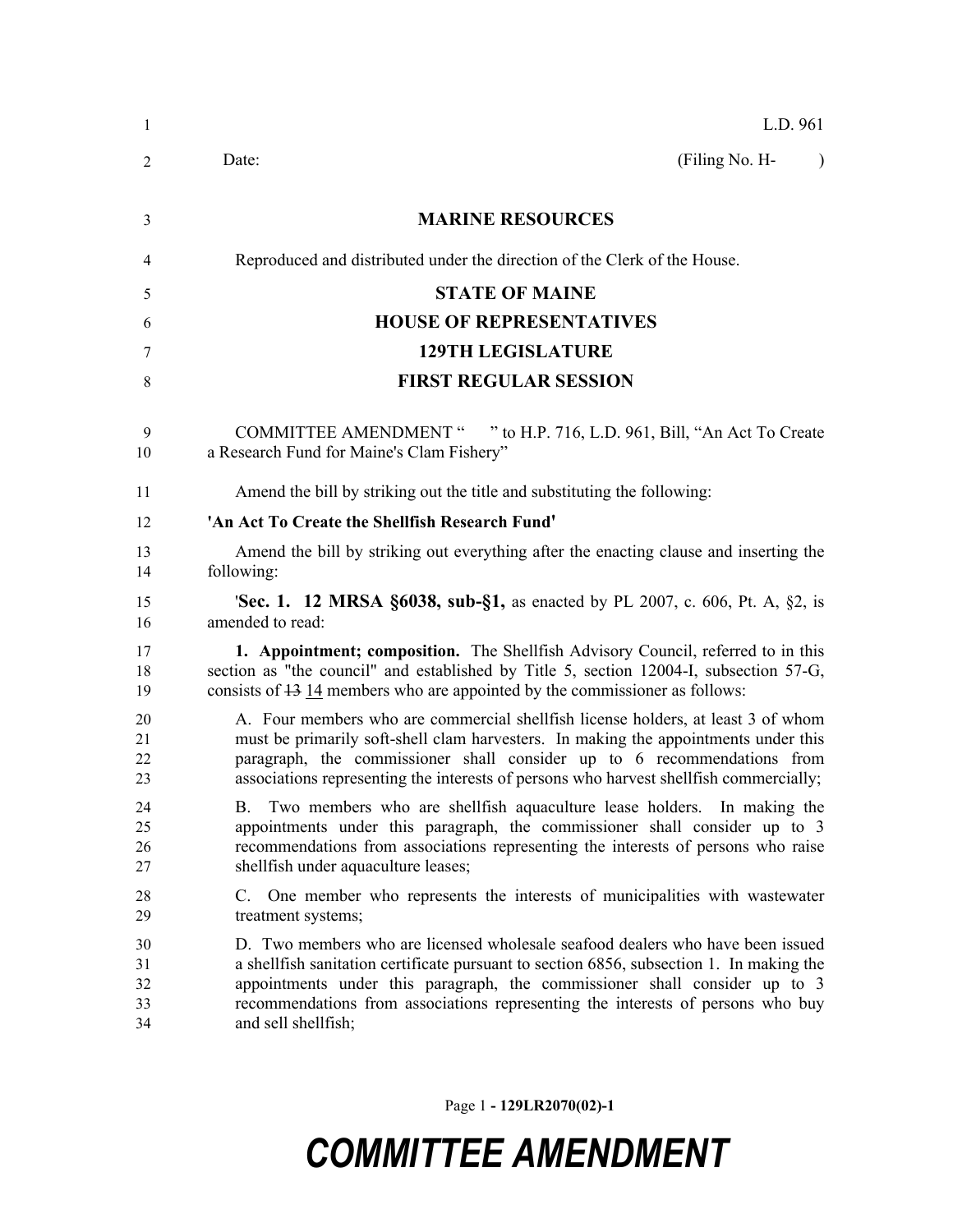L.D. 961

Date: (Filing No. H- )

**MARINE RESOURCES**

Reproduced and distributed under the direction of the Clerk of the House.

**STATE OF MAINE**

**HOUSE OF REPRESENTATIVES**

**129TH LEGISLATURE**

**FIRST REGULAR SESSION**

COMMITTEE AMENDMENT " " to H.P. 716, L.D. 961, Bill, "An Act To Create a Research Fund for Maine's Clam Fishery"

Amend the bill by striking out the title and substituting the following:

**'An Act To Create the Shellfish Research Fund'**

Amend the bill by striking out everything after the enacting clause and inserting the following:

'**Sec. 1. 12 MRSA §6038, sub-§1,** as enacted by PL 2007, c. 606, Pt. A, §2, is amended to read:

**1. Appointment; composition.** The Shellfish Advisory Council, referred to in this section as "the council" and established by Title 5, section 12004-I, subsection 57-G, consists of ~~13~~ 14 members who are appointed by the commissioner as follows:

A. Four members who are commercial shellfish license holders, at least 3 of whom must be primarily soft-shell clam harvesters. In making the appointments under this paragraph, the commissioner shall consider up to 6 recommendations from associations representing the interests of persons who harvest shellfish commercially;

B. Two members who are shellfish aquaculture lease holders. In making the appointments under this paragraph, the commissioner shall consider up to 3 recommendations from associations representing the interests of persons who raise shellfish under aquaculture leases;

C. One member who represents the interests of municipalities with wastewater treatment systems;

D. Two members who are licensed wholesale seafood dealers who have been issued a shellfish sanitation certificate pursuant to section 6856, subsection 1. In making the appointments under this paragraph, the commissioner shall consider up to 3 recommendations from associations representing the interests of persons who buy and sell shellfish;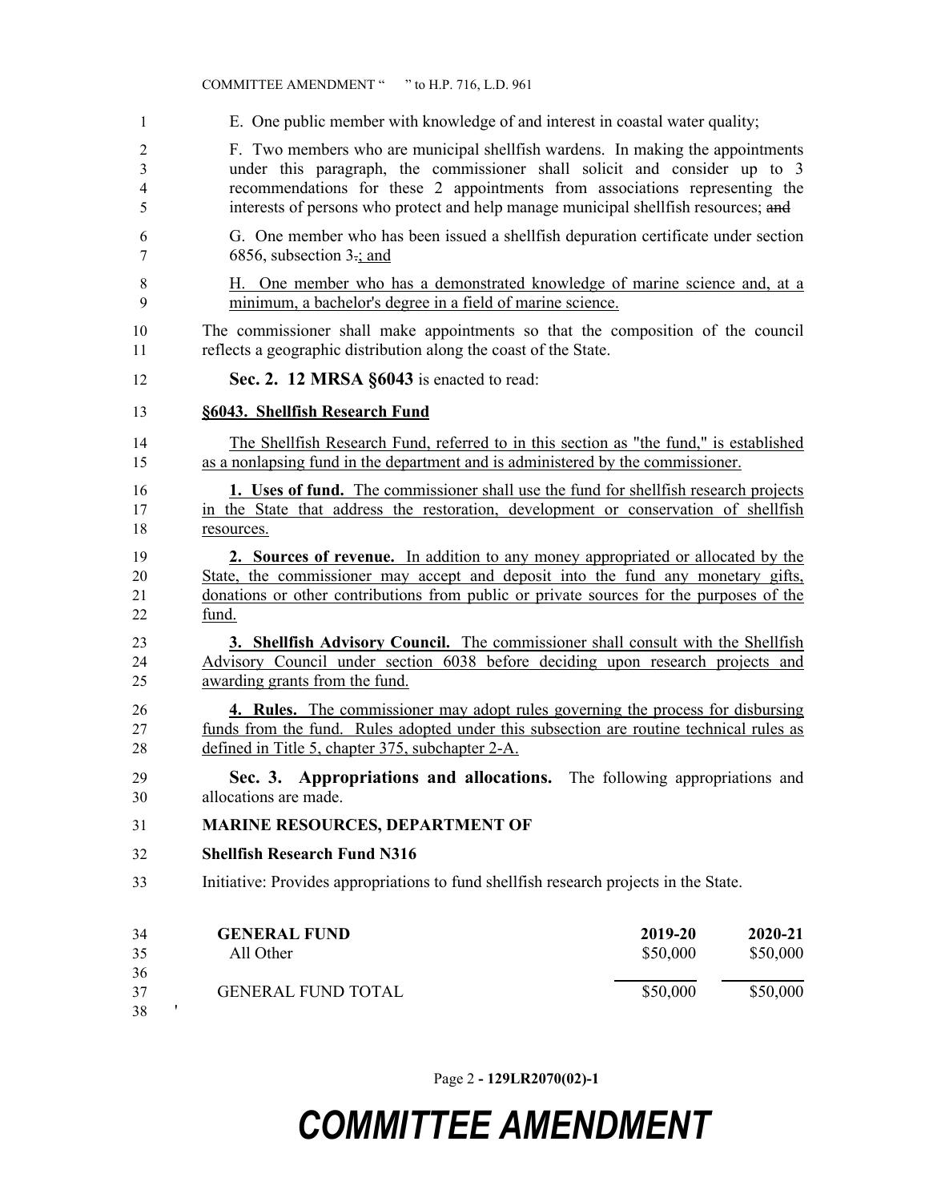E. One public member with knowledge of and interest in coastal water quality;

F. Two members who are municipal shellfish wardens. In making the appointments under this paragraph, the commissioner shall solicit and consider up to 3 recommendations for these 2 appointments from associations representing the interests of persons who protect and help manage municipal shellfish resources; ~~and~~

G. One member who has been issued a shellfish depuration certificate under section 6856, subsection 3~~.~~; and

H. One member who has a demonstrated knowledge of marine science and, at a minimum, a bachelor's degree in a field of marine science.

The commissioner shall make appointments so that the composition of the council reflects a geographic distribution along the coast of the State.

**Sec. 2. 12 MRSA §6043** is enacted to read:

**§6043. Shellfish Research Fund**

The Shellfish Research Fund, referred to in this section as "the fund," is established as a nonlapsing fund in the department and is administered by the commissioner.

**1. Uses of fund.** The commissioner shall use the fund for shellfish research projects in the State that address the restoration, development or conservation of shellfish resources.

**2. Sources of revenue.** In addition to any money appropriated or allocated by the State, the commissioner may accept and deposit into the fund any monetary gifts, donations or other contributions from public or private sources for the purposes of the fund.

**3. Shellfish Advisory Council.** The commissioner shall consult with the Shellfish Advisory Council under section 6038 before deciding upon research projects and awarding grants from the fund.

**4. Rules.** The commissioner may adopt rules governing the process for disbursing funds from the fund. Rules adopted under this subsection are routine technical rules as defined in Title 5, chapter 375, subchapter 2-A.

**Sec. 3. Appropriations and allocations.** The following appropriations and allocations are made.

**MARINE RESOURCES, DEPARTMENT OF**

**Shellfish Research Fund N316**

Initiative: Provides appropriations to fund shellfish research projects in the State.

| **GENERAL FUND** | **2019-20** | **2020-21** |
|---|---|---|
| All Other | $50,000 | $50,000 |
| GENERAL FUND TOTAL | $50,000 | $50,000 |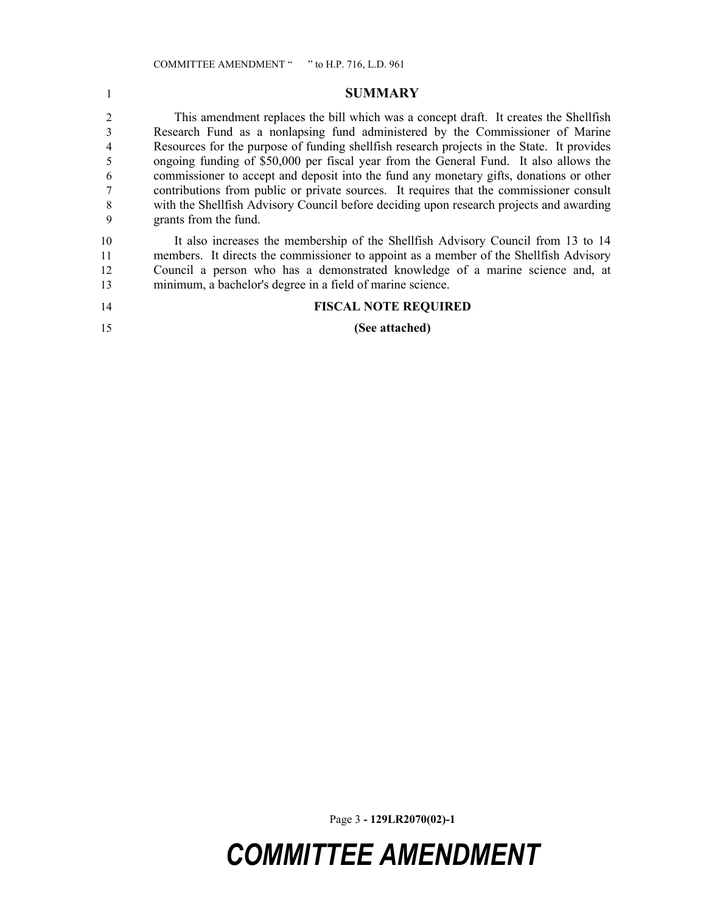## SUMMARY

This amendment replaces the bill which was a concept draft. It creates the Shellfish Research Fund as a nonlapsing fund administered by the Commissioner of Marine Resources for the purpose of funding shellfish research projects in the State. It provides ongoing funding of $50,000 per fiscal year from the General Fund. It also allows the commissioner to accept and deposit into the fund any monetary gifts, donations or other contributions from public or private sources. It requires that the commissioner consult with the Shellfish Advisory Council before deciding upon research projects and awarding grants from the fund.

It also increases the membership of the Shellfish Advisory Council from 13 to 14 members. It directs the commissioner to appoint as a member of the Shellfish Advisory Council a person who has a demonstrated knowledge of a marine science and, at minimum, a bachelor's degree in a field of marine science.

**FISCAL NOTE REQUIRED**

**(See attached)**